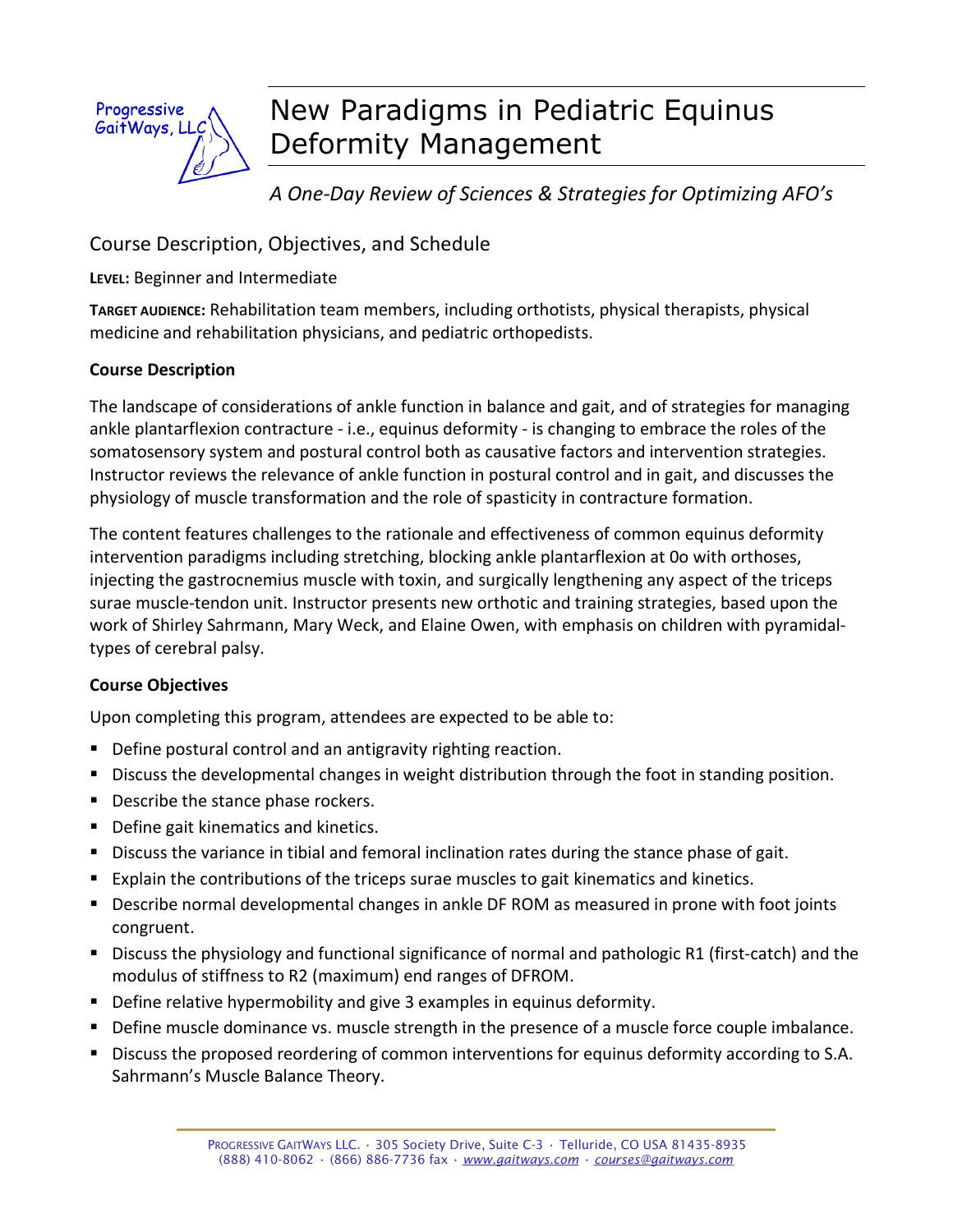Progressive GaitWays, LLC

# New Paradigms in Pediatric Equinus Deformity Management

*A One-Day Review of Sciences & Strategies for Optimizing AFO's*

## Course Description, Objectives, and Schedule

**LEVEL:** Beginner and Intermediate

**TARGET AUDIENCE:** Rehabilitation team members, including orthotists, physical therapists, physical medicine and rehabilitation physicians, and pediatric orthopedists.

### Course Description

The landscape of considerations of ankle function in balance and gait, and of strategies for managing ankle plantarflexion contracture - i.e., equinus deformity - is changing to embrace the roles of the somatosensory system and postural control both as causative factors and intervention strategies. Instructor reviews the relevance of ankle function in postural control and in gait, and discusses the physiology of muscle transformation and the role of spasticity in contracture formation.

The content features challenges to the rationale and effectiveness of common equinus deformity intervention paradigms including stretching, blocking ankle plantarflexion at 0o with orthoses, injecting the gastrocnemius muscle with toxin, and surgically lengthening any aspect of the triceps surae muscle-tendon unit. Instructor presents new orthotic and training strategies, based upon the work of Shirley Sahrmann, Mary Weck, and Elaine Owen, with emphasis on children with pyramidal-types of cerebral palsy.

### Course Objectives

Upon completing this program, attendees are expected to be able to:

- Define postural control and an antigravity righting reaction.
- Discuss the developmental changes in weight distribution through the foot in standing position.
- Describe the stance phase rockers.
- Define gait kinematics and kinetics.
- Discuss the variance in tibial and femoral inclination rates during the stance phase of gait.
- Explain the contributions of the triceps surae muscles to gait kinematics and kinetics.
- Describe normal developmental changes in ankle DF ROM as measured in prone with foot joints congruent.
- Discuss the physiology and functional significance of normal and pathologic R1 (first-catch) and the modulus of stiffness to R2 (maximum) end ranges of DFROM.
- Define relative hypermobility and give 3 examples in equinus deformity.
- Define muscle dominance vs. muscle strength in the presence of a muscle force couple imbalance.
- Discuss the proposed reordering of common interventions for equinus deformity according to S.A. Sahrmann's Muscle Balance Theory.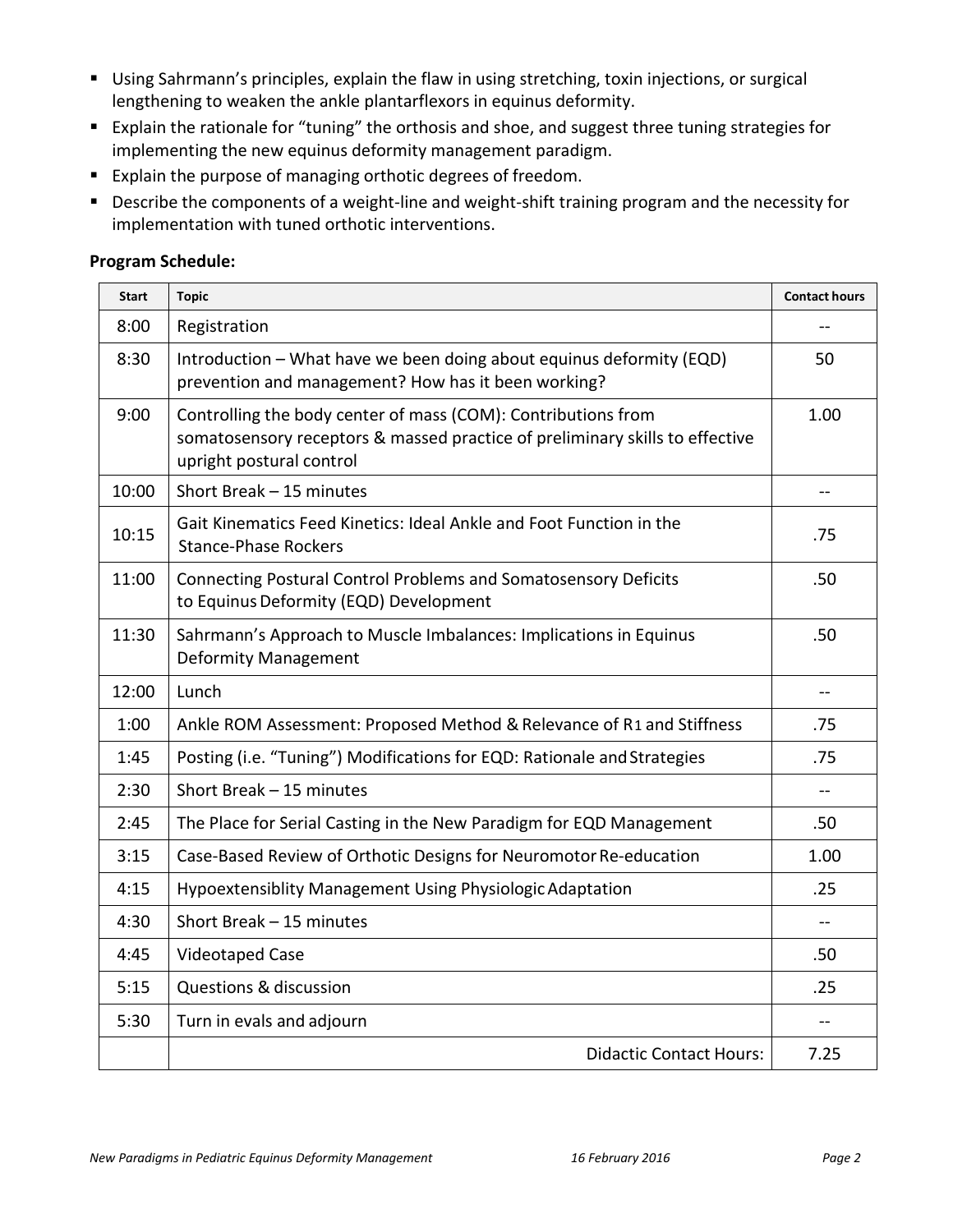- Using Sahrmann's principles, explain the flaw in using stretching, toxin injections, or surgical lengthening to weaken the ankle plantarflexors in equinus deformity.
- Explain the rationale for "tuning" the orthosis and shoe, and suggest three tuning strategies for implementing the new equinus deformity management paradigm.
- Explain the purpose of managing orthotic degrees of freedom.
- Describe the components of a weight-line and weight-shift training program and the necessity for implementation with tuned orthotic interventions.

**Program Schedule:**

| Start | Topic | Contact hours |
|---|---|---|
| 8:00 | Registration | -- |
| 8:30 | Introduction – What have we been doing about equinus deformity (EQD) prevention and management? How has it been working? | 50 |
| 9:00 | Controlling the body center of mass (COM): Contributions from somatosensory receptors & massed practice of preliminary skills to effective upright postural control | 1.00 |
| 10:00 | Short Break – 15 minutes | -- |
| 10:15 | Gait Kinematics Feed Kinetics: Ideal Ankle and Foot Function in the Stance-Phase Rockers | .75 |
| 11:00 | Connecting Postural Control Problems and Somatosensory Deficits to Equinus Deformity (EQD) Development | .50 |
| 11:30 | Sahrmann's Approach to Muscle Imbalances: Implications in Equinus Deformity Management | .50 |
| 12:00 | Lunch | -- |
| 1:00 | Ankle ROM Assessment: Proposed Method & Relevance of R1 and Stiffness | .75 |
| 1:45 | Posting (i.e. "Tuning") Modifications for EQD: Rationale and Strategies | .75 |
| 2:30 | Short Break – 15 minutes | -- |
| 2:45 | The Place for Serial Casting in the New Paradigm for EQD Management | .50 |
| 3:15 | Case-Based Review of Orthotic Designs for Neuromotor Re-education | 1.00 |
| 4:15 | Hypoextensiblity Management Using Physiologic Adaptation | .25 |
| 4:30 | Short Break – 15 minutes | -- |
| 4:45 | Videotaped Case | .50 |
| 5:15 | Questions & discussion | .25 |
| 5:30 | Turn in evals and adjourn | -- |
| | Didactic Contact Hours: | 7.25 |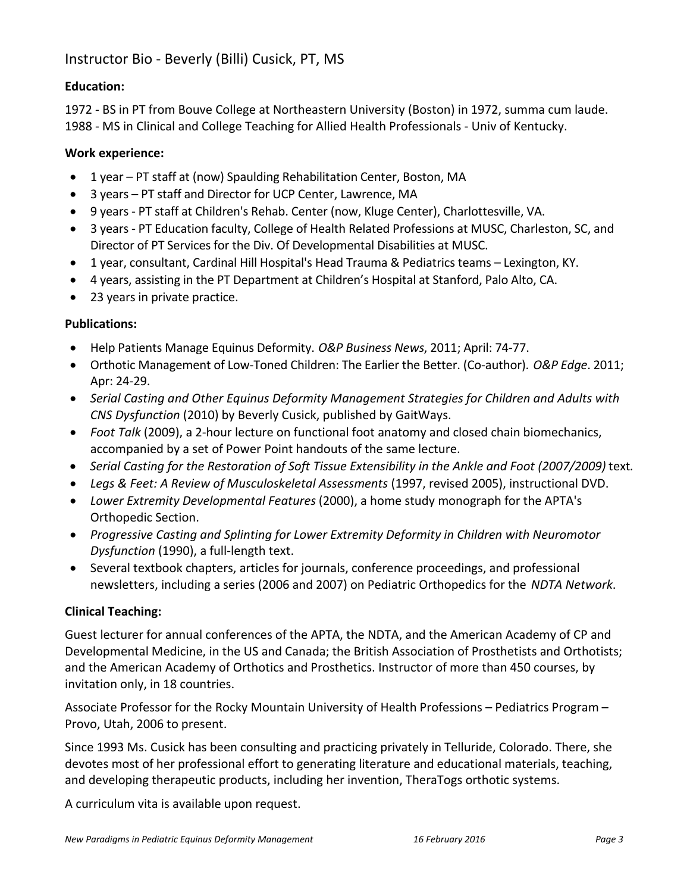## Instructor Bio - Beverly (Billi) Cusick, PT, MS

**Education:**

1972 - BS in PT from Bouve College at Northeastern University (Boston) in 1972, summa cum laude.
1988 - MS in Clinical and College Teaching for Allied Health Professionals - Univ of Kentucky.

**Work experience:**

- 1 year – PT staff at (now) Spaulding Rehabilitation Center, Boston, MA
- 3 years – PT staff and Director for UCP Center, Lawrence, MA
- 9 years - PT staff at Children's Rehab. Center (now, Kluge Center), Charlottesville, VA.
- 3 years - PT Education faculty, College of Health Related Professions at MUSC, Charleston, SC, and Director of PT Services for the Div. Of Developmental Disabilities at MUSC.
- 1 year, consultant, Cardinal Hill Hospital's Head Trauma & Pediatrics teams – Lexington, KY.
- 4 years, assisting in the PT Department at Children's Hospital at Stanford, Palo Alto, CA.
- 23 years in private practice.

**Publications:**

- Help Patients Manage Equinus Deformity. *O&P Business News*, 2011; April: 74-77.
- Orthotic Management of Low-Toned Children: The Earlier the Better. (Co-author). *O&P Edge*. 2011; Apr: 24-29.
- *Serial Casting and Other Equinus Deformity Management Strategies for Children and Adults with CNS Dysfunction* (2010) by Beverly Cusick, published by GaitWays.
- *Foot Talk* (2009), a 2-hour lecture on functional foot anatomy and closed chain biomechanics, accompanied by a set of Power Point handouts of the same lecture.
- *Serial Casting for the Restoration of Soft Tissue Extensibility in the Ankle and Foot (2007/2009)* text.
- *Legs & Feet: A Review of Musculoskeletal Assessments* (1997, revised 2005), instructional DVD.
- *Lower Extremity Developmental Features* (2000), a home study monograph for the APTA's Orthopedic Section.
- *Progressive Casting and Splinting for Lower Extremity Deformity in Children with Neuromotor Dysfunction* (1990), a full-length text.
- Several textbook chapters, articles for journals, conference proceedings, and professional newsletters, including a series (2006 and 2007) on Pediatric Orthopedics for the *NDTA Network*.

**Clinical Teaching:**

Guest lecturer for annual conferences of the APTA, the NDTA, and the American Academy of CP and Developmental Medicine, in the US and Canada; the British Association of Prosthetists and Orthotists; and the American Academy of Orthotics and Prosthetics. Instructor of more than 450 courses, by invitation only, in 18 countries.

Associate Professor for the Rocky Mountain University of Health Professions – Pediatrics Program – Provo, Utah, 2006 to present.

Since 1993 Ms. Cusick has been consulting and practicing privately in Telluride, Colorado. There, she devotes most of her professional effort to generating literature and educational materials, teaching, and developing therapeutic products, including her invention, TheraTogs orthotic systems.

A curriculum vita is available upon request.